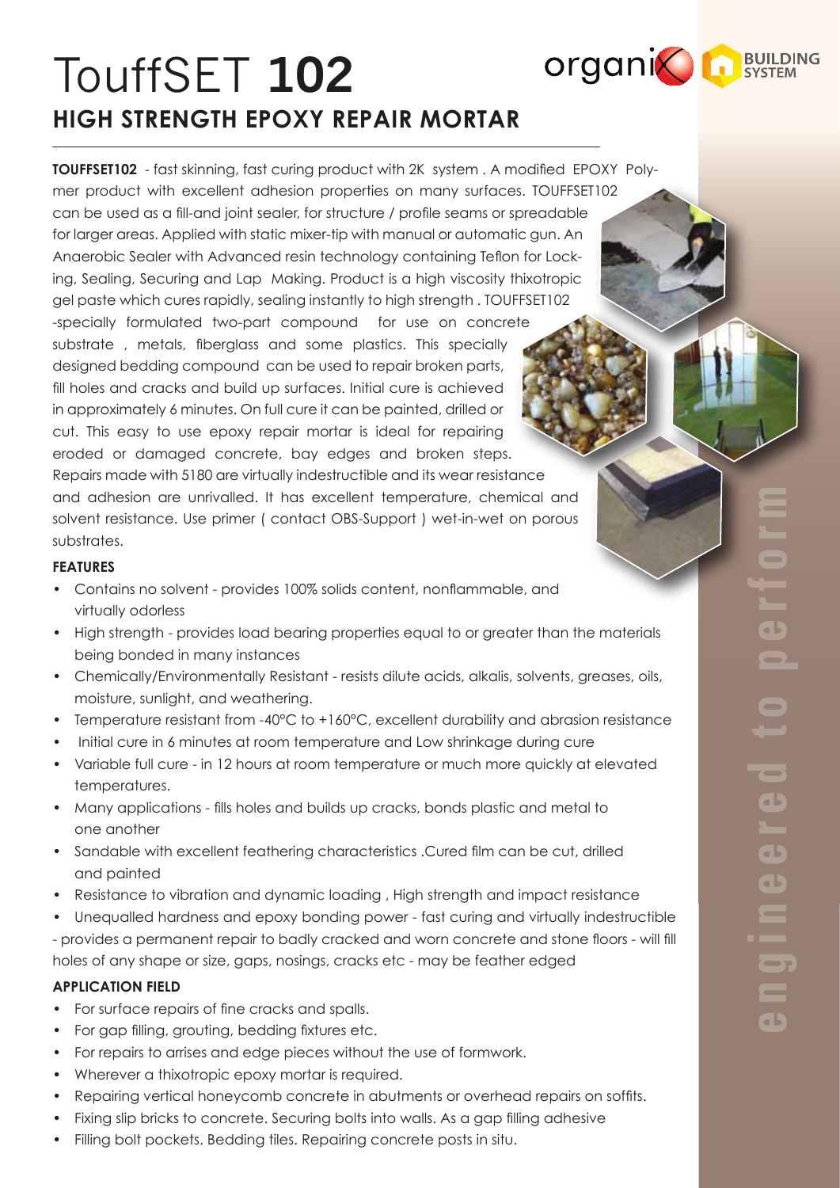# TouffSET **102**

## HIGH STRENGTH EPOXY REPAIR MORTAR

**TOUFFSET102** - fast skinning, fast curing product with 2K system . A modified EPOXY Polymer product with excellent adhesion properties on many surfaces. TOUFFSET102 can be used as a fill-and joint sealer, for structure / profile seams or spreadable for larger areas. Applied with static mixer-tip with manual or automatic gun. An Anaerobic Sealer with Advanced resin technology containing Teflon for Locking, Sealing, Securing and Lap Making. Product is a high viscosity thixotropic gel paste which cures rapidly, sealing instantly to high strength . TOUFFSET102 -specially formulated two-part compound for use on concrete substrate , metals, fiberglass and some plastics. This specially designed bedding compound can be used to repair broken parts, fill holes and cracks and build up surfaces. Initial cure is achieved in approximately 6 minutes. On full cure it can be painted, drilled or cut. This easy to use epoxy repair mortar is ideal for repairing eroded or damaged concrete, bay edges and broken steps. Repairs made with 5180 are virtually indestructible and its wear resistance and adhesion are unrivalled. It has excellent temperature, chemical and solvent resistance. Use primer ( contact OBS-Support ) wet-in-wet on porous substrates.

### FEATURES

- Contains no solvent - provides 100% solids content, nonflammable, and virtually odorless
- High strength - provides load bearing properties equal to or greater than the materials being bonded in many instances
- Chemically/Environmentally Resistant - resists dilute acids, alkalis, solvents, greases, oils, moisture, sunlight, and weathering.
- Temperature resistant from -40°C to +160°C, excellent durability and abrasion resistance
- Initial cure in 6 minutes at room temperature and Low shrinkage during cure
- Variable full cure - in 12 hours at room temperature or much more quickly at elevated temperatures.
- Many applications - fills holes and builds up cracks, bonds plastic and metal to one another
- Sandable with excellent feathering characteristics .Cured film can be cut, drilled and painted
- Resistance to vibration and dynamic loading , High strength and impact resistance
- Unequalled hardness and epoxy bonding power - fast curing and virtually indestructible

- provides a permanent repair to badly cracked and worn concrete and stone floors - will fill holes of any shape or size, gaps, nosings, cracks etc - may be feather edged

### APPLICATION FIELD

- For surface repairs of fine cracks and spalls.
- For gap filling, grouting, bedding fixtures etc.
- For repairs to arrises and edge pieces without the use of formwork.
- Wherever a thixotropic epoxy mortar is required.
- Repairing vertical honeycomb concrete in abutments or overhead repairs on soffits.
- Fixing slip bricks to concrete. Securing bolts into walls. As a gap filling adhesive
- Filling bolt pockets. Bedding tiles. Repairing concrete posts in situ.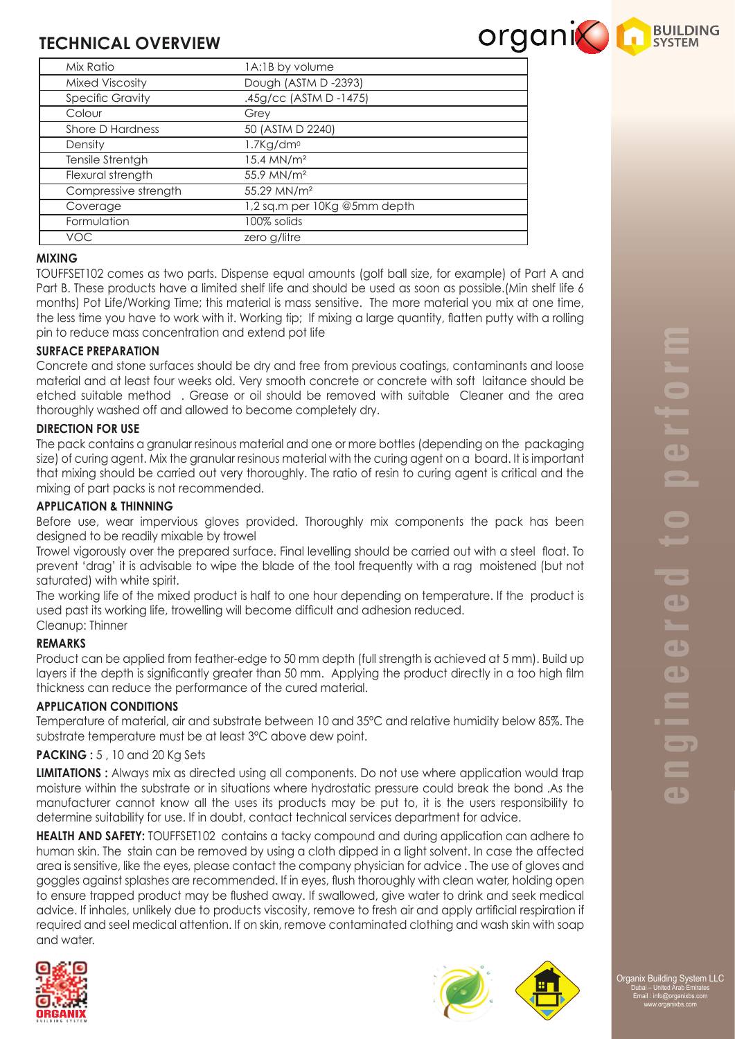## TECHNICAL OVERVIEW

| | |
|---|---|
| Mix Ratio | 1A:1B by volume |
| Mixed Viscosity | Dough (ASTM D -2393) |
| Specific Gravity | .45g/cc (ASTM D -1475) |
| Colour | Grey |
| Shore D Hardness | 50 (ASTM D 2240) |
| Density | 1.7Kg/dm$^{0}$ |
| Tensile Strentgh | 15.4 MN/m² |
| Flexural strength | 55.9 MN/m² |
| Compressive strength | 55.29 MN/m² |
| Coverage | 1,2 sq.m per 10Kg @5mm depth |
| Formulation | 100% solids |
| VOC | zero g/litre |

### MIXING

TOUFFSET102 comes as two parts. Dispense equal amounts (golf ball size, for example) of Part A and Part B. These products have a limited shelf life and should be used as soon as possible.(Min shelf life 6 months) Pot Life/Working Time; this material is mass sensitive. The more material you mix at one time, the less time you have to work with it. Working tip; If mixing a large quantity, flatten putty with a rolling pin to reduce mass concentration and extend pot life

### SURFACE PREPARATION

Concrete and stone surfaces should be dry and free from previous coatings, contaminants and loose material and at least four weeks old. Very smooth concrete or concrete with soft laitance should be etched suitable method . Grease or oil should be removed with suitable Cleaner and the area thoroughly washed off and allowed to become completely dry.

### DIRECTION FOR USE

The pack contains a granular resinous material and one or more bottles (depending on the packaging size) of curing agent. Mix the granular resinous material with the curing agent on a board. It is important that mixing should be carried out very thoroughly. The ratio of resin to curing agent is critical and the mixing of part packs is not recommended.

### APPLICATION & THINNING

Before use, wear impervious gloves provided. Thoroughly mix components the pack has been designed to be readily mixable by trowel

Trowel vigorously over the prepared surface. Final levelling should be carried out with a steel float. To prevent 'drag' it is advisable to wipe the blade of the tool frequently with a rag moistened (but not saturated) with white spirit.

The working life of the mixed product is half to one hour depending on temperature. If the product is used past its working life, trowelling will become difficult and adhesion reduced.

Cleanup: Thinner

### REMARKS

Product can be applied from feather-edge to 50 mm depth (full strength is achieved at 5 mm). Build up layers if the depth is significantly greater than 50 mm. Applying the product directly in a too high film thickness can reduce the performance of the cured material.

### APPLICATION CONDITIONS

Temperature of material, air and substrate between 10 and 35°C and relative humidity below 85%. The substrate temperature must be at least 3°C above dew point.

**PACKING :** 5 , 10 and 20 Kg Sets

**LIMITATIONS :** Always mix as directed using all components. Do not use where application would trap moisture within the substrate or in situations where hydrostatic pressure could break the bond .As the manufacturer cannot know all the uses its products may be put to, it is the users responsibility to determine suitability for use. If in doubt, contact technical services department for advice.

**HEALTH AND SAFETY:** TOUFFSET102 contains a tacky compound and during application can adhere to human skin. The stain can be removed by using a cloth dipped in a light solvent. In case the affected area is sensitive, like the eyes, please contact the company physician for advice . The use of gloves and goggles against splashes are recommended. If in eyes, flush thoroughly with clean water, holding open to ensure trapped product may be flushed away. If swallowed, give water to drink and seek medical advice. If inhales, unlikely due to products viscosity, remove to fresh air and apply artificial respiration if required and seel medical attention. If on skin, remove contaminated clothing and wash skin with soap and water.

engineered to perform

Organix Building System LLC
Dubai – United Arab Emirates
Email : info@organixbs.com
www.organixbs.com